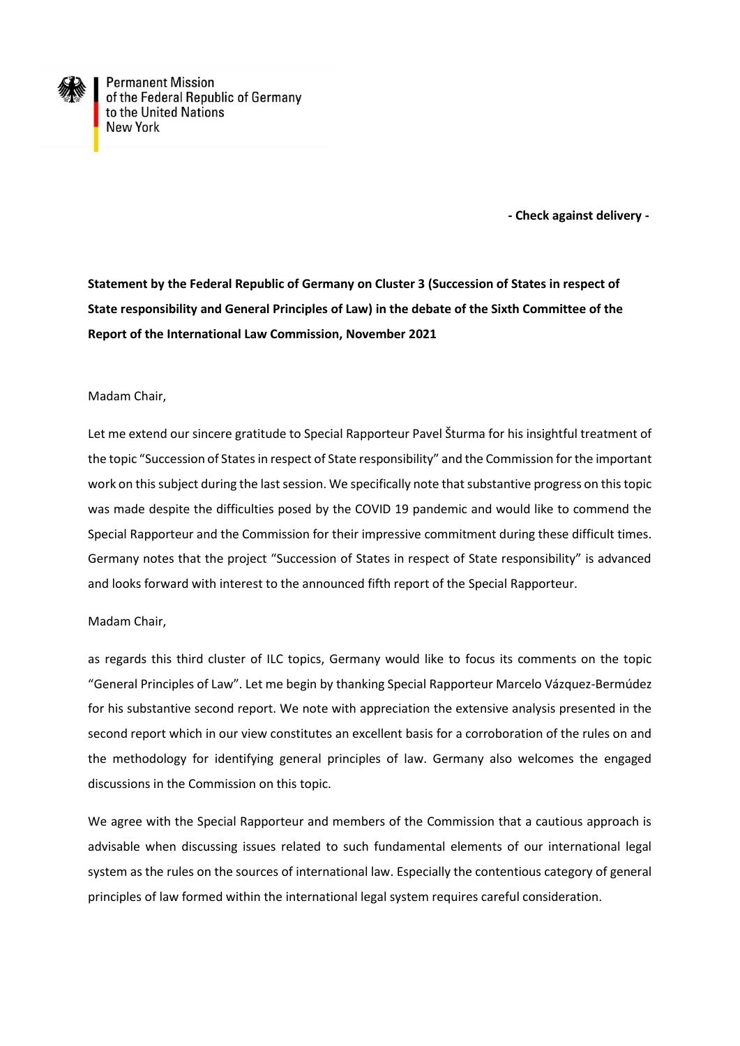Permanent Mission
of the Federal Republic of Germany
to the United Nations
New York

**- Check against delivery -**

**Statement by the Federal Republic of Germany on Cluster 3 (Succession of States in respect of State responsibility and General Principles of Law) in the debate of the Sixth Committee of the Report of the International Law Commission, November 2021**

Madam Chair,

Let me extend our sincere gratitude to Special Rapporteur Pavel Šturma for his insightful treatment of the topic "Succession of States in respect of State responsibility" and the Commission for the important work on this subject during the last session. We specifically note that substantive progress on this topic was made despite the difficulties posed by the COVID 19 pandemic and would like to commend the Special Rapporteur and the Commission for their impressive commitment during these difficult times. Germany notes that the project "Succession of States in respect of State responsibility" is advanced and looks forward with interest to the announced fifth report of the Special Rapporteur.

Madam Chair,

as regards this third cluster of ILC topics, Germany would like to focus its comments on the topic "General Principles of Law". Let me begin by thanking Special Rapporteur Marcelo Vázquez-Bermúdez for his substantive second report. We note with appreciation the extensive analysis presented in the second report which in our view constitutes an excellent basis for a corroboration of the rules on and the methodology for identifying general principles of law. Germany also welcomes the engaged discussions in the Commission on this topic.

We agree with the Special Rapporteur and members of the Commission that a cautious approach is advisable when discussing issues related to such fundamental elements of our international legal system as the rules on the sources of international law. Especially the contentious category of general principles of law formed within the international legal system requires careful consideration.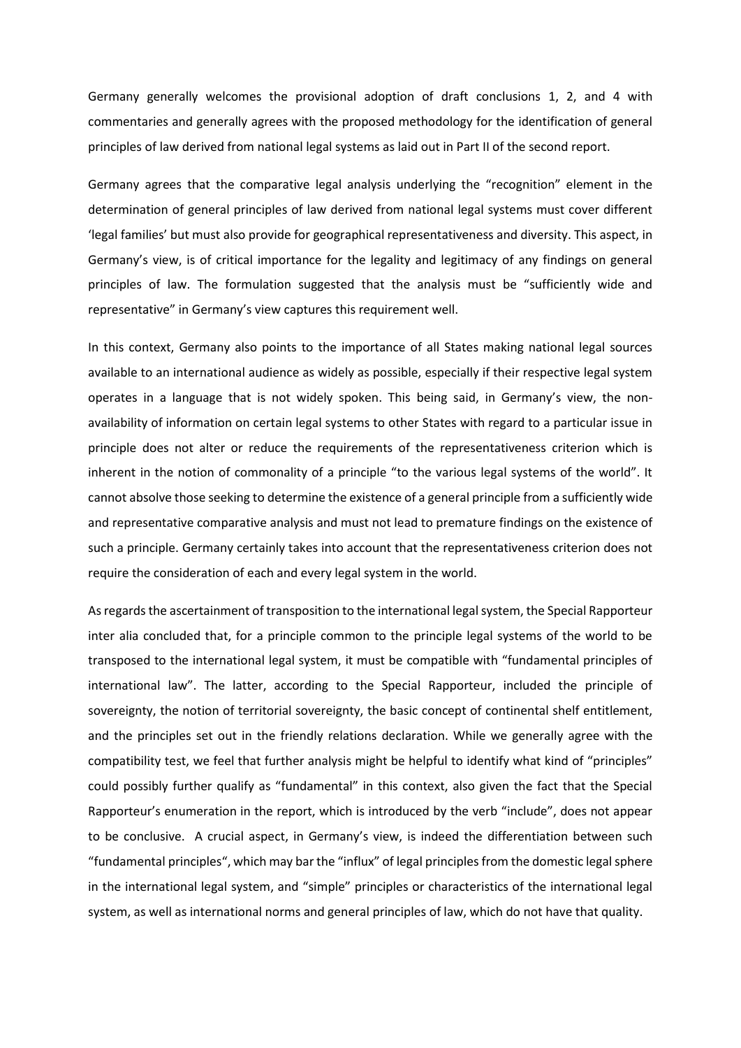Germany generally welcomes the provisional adoption of draft conclusions 1, 2, and 4 with commentaries and generally agrees with the proposed methodology for the identification of general principles of law derived from national legal systems as laid out in Part II of the second report.

Germany agrees that the comparative legal analysis underlying the "recognition" element in the determination of general principles of law derived from national legal systems must cover different 'legal families' but must also provide for geographical representativeness and diversity. This aspect, in Germany's view, is of critical importance for the legality and legitimacy of any findings on general principles of law. The formulation suggested that the analysis must be "sufficiently wide and representative" in Germany's view captures this requirement well.

In this context, Germany also points to the importance of all States making national legal sources available to an international audience as widely as possible, especially if their respective legal system operates in a language that is not widely spoken. This being said, in Germany's view, the non-availability of information on certain legal systems to other States with regard to a particular issue in principle does not alter or reduce the requirements of the representativeness criterion which is inherent in the notion of commonality of a principle "to the various legal systems of the world". It cannot absolve those seeking to determine the existence of a general principle from a sufficiently wide and representative comparative analysis and must not lead to premature findings on the existence of such a principle. Germany certainly takes into account that the representativeness criterion does not require the consideration of each and every legal system in the world.

As regards the ascertainment of transposition to the international legal system, the Special Rapporteur inter alia concluded that, for a principle common to the principle legal systems of the world to be transposed to the international legal system, it must be compatible with "fundamental principles of international law". The latter, according to the Special Rapporteur, included the principle of sovereignty, the notion of territorial sovereignty, the basic concept of continental shelf entitlement, and the principles set out in the friendly relations declaration. While we generally agree with the compatibility test, we feel that further analysis might be helpful to identify what kind of "principles" could possibly further qualify as "fundamental" in this context, also given the fact that the Special Rapporteur's enumeration in the report, which is introduced by the verb "include", does not appear to be conclusive. A crucial aspect, in Germany's view, is indeed the differentiation between such "fundamental principles", which may bar the "influx" of legal principles from the domestic legal sphere in the international legal system, and "simple" principles or characteristics of the international legal system, as well as international norms and general principles of law, which do not have that quality.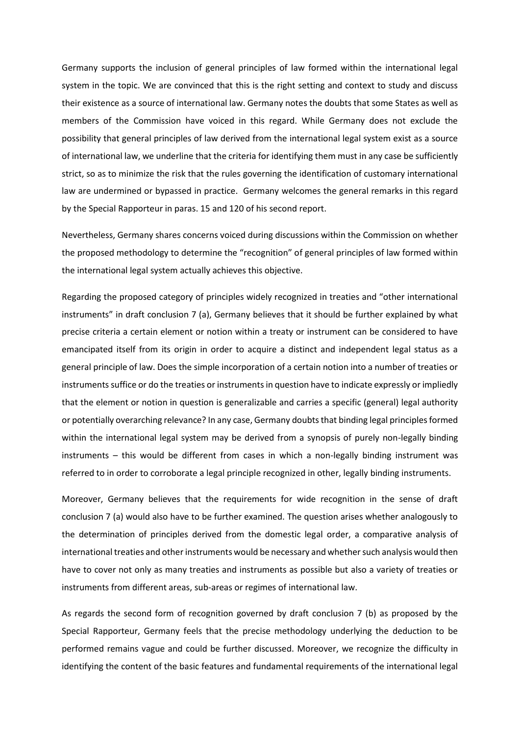Germany supports the inclusion of general principles of law formed within the international legal system in the topic. We are convinced that this is the right setting and context to study and discuss their existence as a source of international law. Germany notes the doubts that some States as well as members of the Commission have voiced in this regard. While Germany does not exclude the possibility that general principles of law derived from the international legal system exist as a source of international law, we underline that the criteria for identifying them must in any case be sufficiently strict, so as to minimize the risk that the rules governing the identification of customary international law are undermined or bypassed in practice. Germany welcomes the general remarks in this regard by the Special Rapporteur in paras. 15 and 120 of his second report.

Nevertheless, Germany shares concerns voiced during discussions within the Commission on whether the proposed methodology to determine the "recognition" of general principles of law formed within the international legal system actually achieves this objective.

Regarding the proposed category of principles widely recognized in treaties and "other international instruments" in draft conclusion 7 (a), Germany believes that it should be further explained by what precise criteria a certain element or notion within a treaty or instrument can be considered to have emancipated itself from its origin in order to acquire a distinct and independent legal status as a general principle of law. Does the simple incorporation of a certain notion into a number of treaties or instruments suffice or do the treaties or instruments in question have to indicate expressly or impliedly that the element or notion in question is generalizable and carries a specific (general) legal authority or potentially overarching relevance? In any case, Germany doubts that binding legal principles formed within the international legal system may be derived from a synopsis of purely non-legally binding instruments – this would be different from cases in which a non-legally binding instrument was referred to in order to corroborate a legal principle recognized in other, legally binding instruments.

Moreover, Germany believes that the requirements for wide recognition in the sense of draft conclusion 7 (a) would also have to be further examined. The question arises whether analogously to the determination of principles derived from the domestic legal order, a comparative analysis of international treaties and other instruments would be necessary and whether such analysis would then have to cover not only as many treaties and instruments as possible but also a variety of treaties or instruments from different areas, sub-areas or regimes of international law.

As regards the second form of recognition governed by draft conclusion 7 (b) as proposed by the Special Rapporteur, Germany feels that the precise methodology underlying the deduction to be performed remains vague and could be further discussed. Moreover, we recognize the difficulty in identifying the content of the basic features and fundamental requirements of the international legal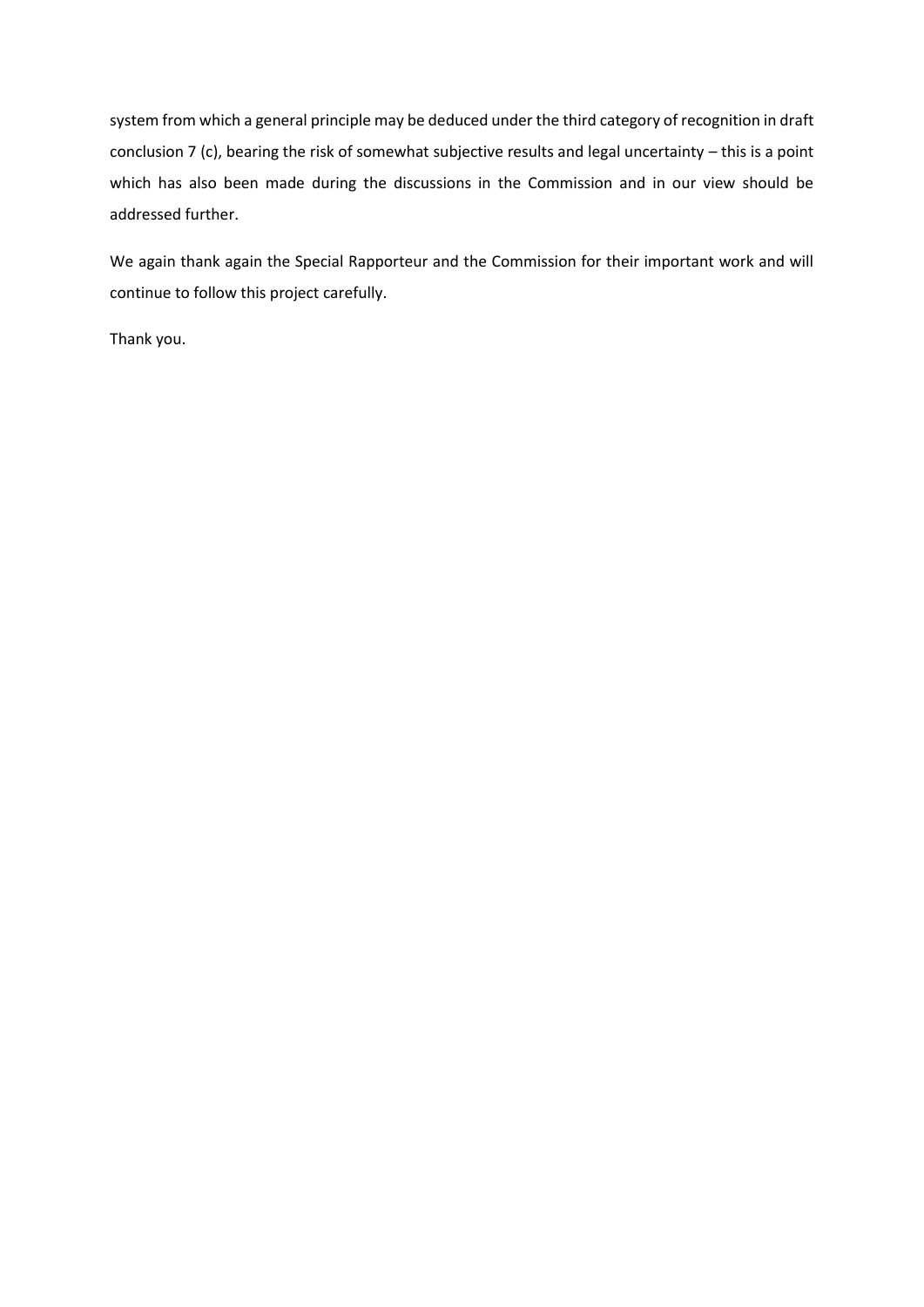system from which a general principle may be deduced under the third category of recognition in draft conclusion 7 (c), bearing the risk of somewhat subjective results and legal uncertainty – this is a point which has also been made during the discussions in the Commission and in our view should be addressed further.

We again thank again the Special Rapporteur and the Commission for their important work and will continue to follow this project carefully.

Thank you.